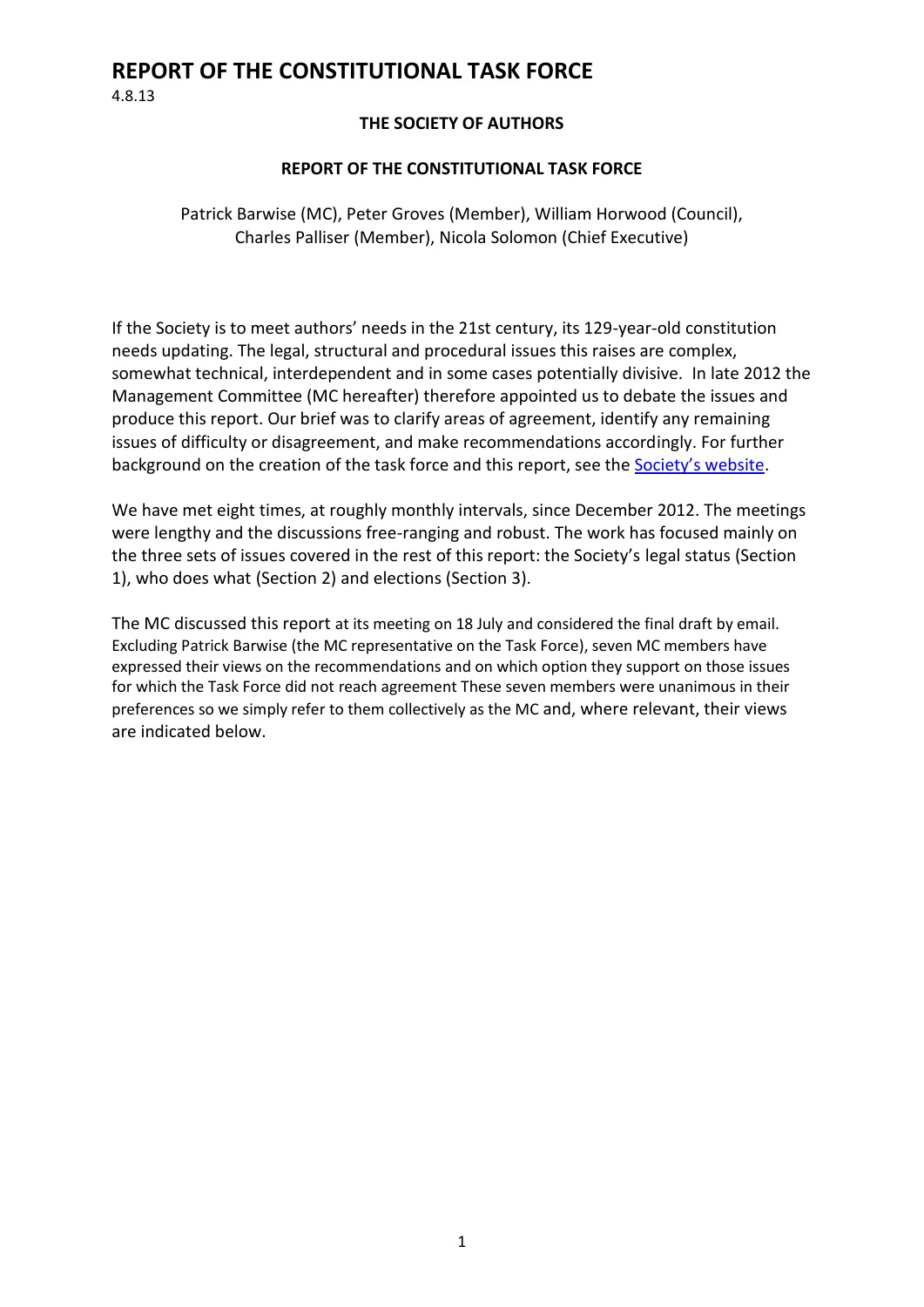# REPORT OF THE CONSTITUTIONAL TASK FORCE

4.8.13

**THE SOCIETY OF AUTHORS**

**REPORT OF THE CONSTITUTIONAL TASK FORCE**

Patrick Barwise (MC), Peter Groves (Member), William Horwood (Council), Charles Palliser (Member), Nicola Solomon (Chief Executive)

If the Society is to meet authors' needs in the 21st century, its 129-year-old constitution needs updating. The legal, structural and procedural issues this raises are complex, somewhat technical, interdependent and in some cases potentially divisive. In late 2012 the Management Committee (MC hereafter) therefore appointed us to debate the issues and produce this report. Our brief was to clarify areas of agreement, identify any remaining issues of difficulty or disagreement, and make recommendations accordingly. For further background on the creation of the task force and this report, see the Society's website.

We have met eight times, at roughly monthly intervals, since December 2012. The meetings were lengthy and the discussions free-ranging and robust. The work has focused mainly on the three sets of issues covered in the rest of this report: the Society's legal status (Section 1), who does what (Section 2) and elections (Section 3).

The MC discussed this report at its meeting on 18 July and considered the final draft by email. Excluding Patrick Barwise (the MC representative on the Task Force), seven MC members have expressed their views on the recommendations and on which option they support on those issues for which the Task Force did not reach agreement These seven members were unanimous in their preferences so we simply refer to them collectively as the MC and, where relevant, their views are indicated below.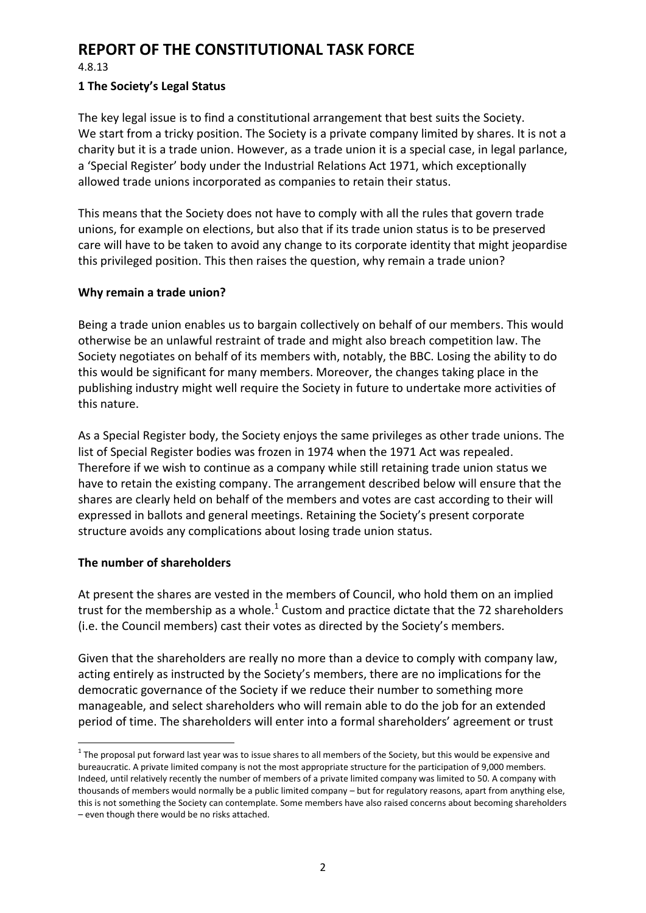# REPORT OF THE CONSTITUTIONAL TASK FORCE

4.8.13

### 1 The Society's Legal Status

The key legal issue is to find a constitutional arrangement that best suits the Society. We start from a tricky position. The Society is a private company limited by shares. It is not a charity but it is a trade union. However, as a trade union it is a special case, in legal parlance, a 'Special Register' body under the Industrial Relations Act 1971, which exceptionally allowed trade unions incorporated as companies to retain their status.

This means that the Society does not have to comply with all the rules that govern trade unions, for example on elections, but also that if its trade union status is to be preserved care will have to be taken to avoid any change to its corporate identity that might jeopardise this privileged position. This then raises the question, why remain a trade union?

#### Why remain a trade union?

Being a trade union enables us to bargain collectively on behalf of our members. This would otherwise be an unlawful restraint of trade and might also breach competition law. The Society negotiates on behalf of its members with, notably, the BBC. Losing the ability to do this would be significant for many members. Moreover, the changes taking place in the publishing industry might well require the Society in future to undertake more activities of this nature.

As a Special Register body, the Society enjoys the same privileges as other trade unions. The list of Special Register bodies was frozen in 1974 when the 1971 Act was repealed. Therefore if we wish to continue as a company while still retaining trade union status we have to retain the existing company. The arrangement described below will ensure that the shares are clearly held on behalf of the members and votes are cast according to their will expressed in ballots and general meetings. Retaining the Society's present corporate structure avoids any complications about losing trade union status.

#### The number of shareholders

At present the shares are vested in the members of Council, who hold them on an implied trust for the membership as a whole.[1] Custom and practice dictate that the 72 shareholders (i.e. the Council members) cast their votes as directed by the Society's members.

Given that the shareholders are really no more than a device to comply with company law, acting entirely as instructed by the Society's members, there are no implications for the democratic governance of the Society if we reduce their number to something more manageable, and select shareholders who will remain able to do the job for an extended period of time. The shareholders will enter into a formal shareholders' agreement or trust

---

[1] The proposal put forward last year was to issue shares to all members of the Society, but this would be expensive and bureaucratic. A private limited company is not the most appropriate structure for the participation of 9,000 members. Indeed, until relatively recently the number of members of a private limited company was limited to 50. A company with thousands of members would normally be a public limited company – but for regulatory reasons, apart from anything else, this is not something the Society can contemplate. Some members have also raised concerns about becoming shareholders – even though there would be no risks attached.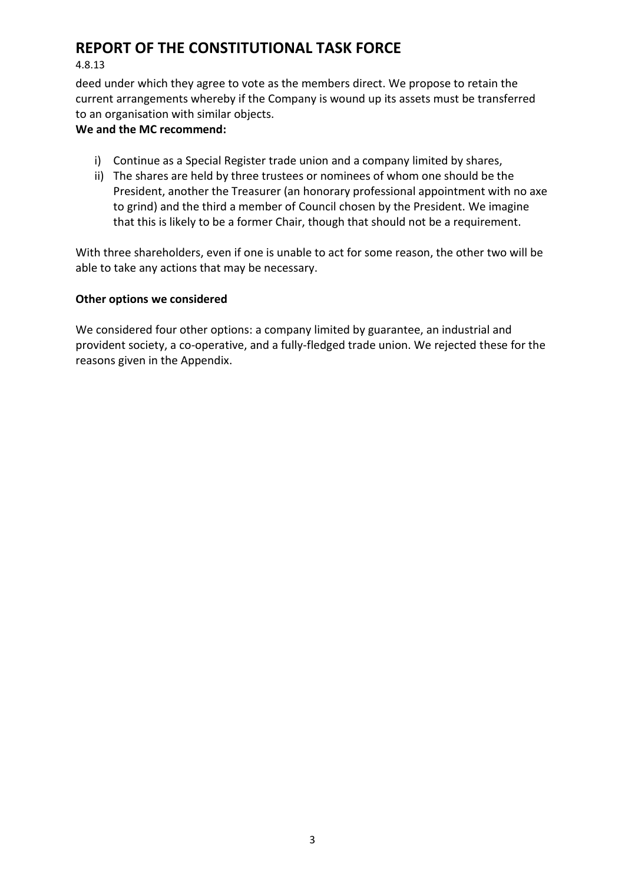deed under which they agree to vote as the members direct. We propose to retain the current arrangements whereby if the Company is wound up its assets must be transferred to an organisation with similar objects.

**We and the MC recommend:**

i) Continue as a Special Register trade union and a company limited by shares,
ii) The shares are held by three trustees or nominees of whom one should be the President, another the Treasurer (an honorary professional appointment with no axe to grind) and the third a member of Council chosen by the President. We imagine that this is likely to be a former Chair, though that should not be a requirement.

With three shareholders, even if one is unable to act for some reason, the other two will be able to take any actions that may be necessary.

**Other options we considered**

We considered four other options: a company limited by guarantee, an industrial and provident society, a co-operative, and a fully-fledged trade union. We rejected these for the reasons given in the Appendix.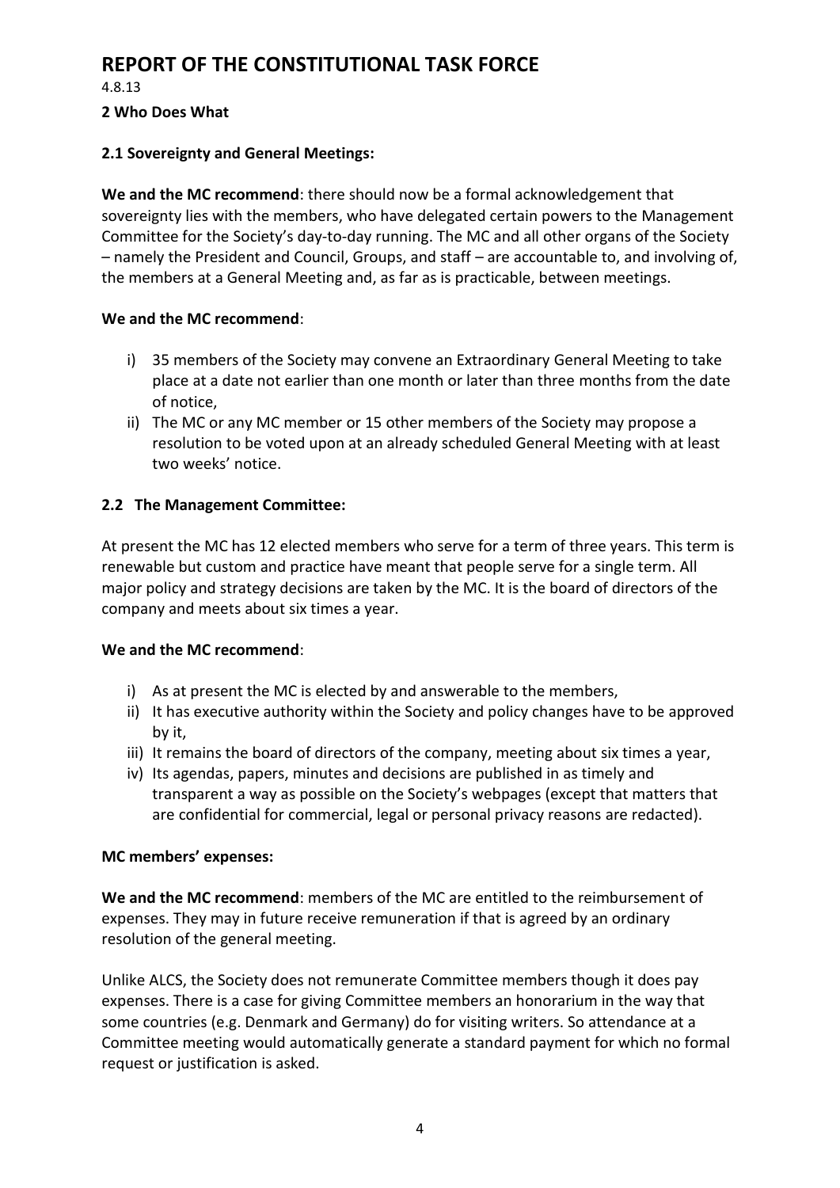# REPORT OF THE CONSTITUTIONAL TASK FORCE

4.8.13

### 2 Who Does What

### 2.1 Sovereignty and General Meetings:

**We and the MC recommend**: there should now be a formal acknowledgement that sovereignty lies with the members, who have delegated certain powers to the Management Committee for the Society's day-to-day running. The MC and all other organs of the Society – namely the President and Council, Groups, and staff – are accountable to, and involving of, the members at a General Meeting and, as far as is practicable, between meetings.

**We and the MC recommend**:

i) 35 members of the Society may convene an Extraordinary General Meeting to take place at a date not earlier than one month or later than three months from the date of notice,

ii) The MC or any MC member or 15 other members of the Society may propose a resolution to be voted upon at an already scheduled General Meeting with at least two weeks' notice.

### 2.2 The Management Committee:

At present the MC has 12 elected members who serve for a term of three years. This term is renewable but custom and practice have meant that people serve for a single term. All major policy and strategy decisions are taken by the MC. It is the board of directors of the company and meets about six times a year.

**We and the MC recommend**:

i) As at present the MC is elected by and answerable to the members,

ii) It has executive authority within the Society and policy changes have to be approved by it,

iii) It remains the board of directors of the company, meeting about six times a year,

iv) Its agendas, papers, minutes and decisions are published in as timely and transparent a way as possible on the Society's webpages (except that matters that are confidential for commercial, legal or personal privacy reasons are redacted).

**MC members' expenses:**

**We and the MC recommend**: members of the MC are entitled to the reimbursement of expenses. They may in future receive remuneration if that is agreed by an ordinary resolution of the general meeting.

Unlike ALCS, the Society does not remunerate Committee members though it does pay expenses. There is a case for giving Committee members an honorarium in the way that some countries (e.g. Denmark and Germany) do for visiting writers. So attendance at a Committee meeting would automatically generate a standard payment for which no formal request or justification is asked.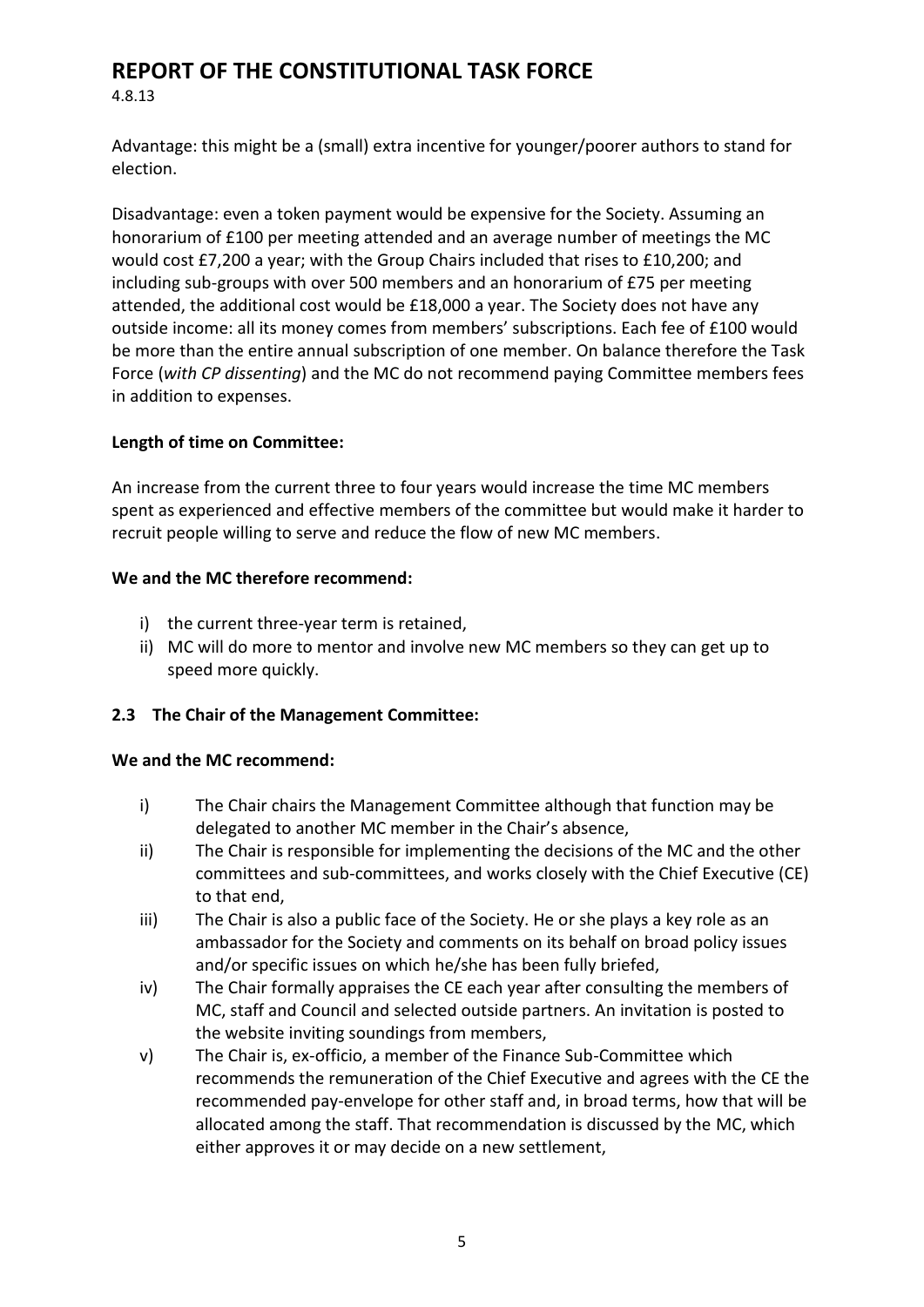Advantage: this might be a (small) extra incentive for younger/poorer authors to stand for election.

Disadvantage: even a token payment would be expensive for the Society. Assuming an honorarium of £100 per meeting attended and an average number of meetings the MC would cost £7,200 a year; with the Group Chairs included that rises to £10,200; and including sub-groups with over 500 members and an honorarium of £75 per meeting attended, the additional cost would be £18,000 a year. The Society does not have any outside income: all its money comes from members' subscriptions. Each fee of £100 would be more than the entire annual subscription of one member. On balance therefore the Task Force (*with CP dissenting*) and the MC do not recommend paying Committee members fees in addition to expenses.

**Length of time on Committee:**

An increase from the current three to four years would increase the time MC members spent as experienced and effective members of the committee but would make it harder to recruit people willing to serve and reduce the flow of new MC members.

**We and the MC therefore recommend:**

i) the current three-year term is retained,
ii) MC will do more to mentor and involve new MC members so they can get up to speed more quickly.

### 2.3 The Chair of the Management Committee:

**We and the MC recommend:**

i) The Chair chairs the Management Committee although that function may be delegated to another MC member in the Chair's absence,
ii) The Chair is responsible for implementing the decisions of the MC and the other committees and sub-committees, and works closely with the Chief Executive (CE) to that end,
iii) The Chair is also a public face of the Society. He or she plays a key role as an ambassador for the Society and comments on its behalf on broad policy issues and/or specific issues on which he/she has been fully briefed,
iv) The Chair formally appraises the CE each year after consulting the members of MC, staff and Council and selected outside partners. An invitation is posted to the website inviting soundings from members,
v) The Chair is, ex-officio, a member of the Finance Sub-Committee which recommends the remuneration of the Chief Executive and agrees with the CE the recommended pay-envelope for other staff and, in broad terms, how that will be allocated among the staff. That recommendation is discussed by the MC, which either approves it or may decide on a new settlement,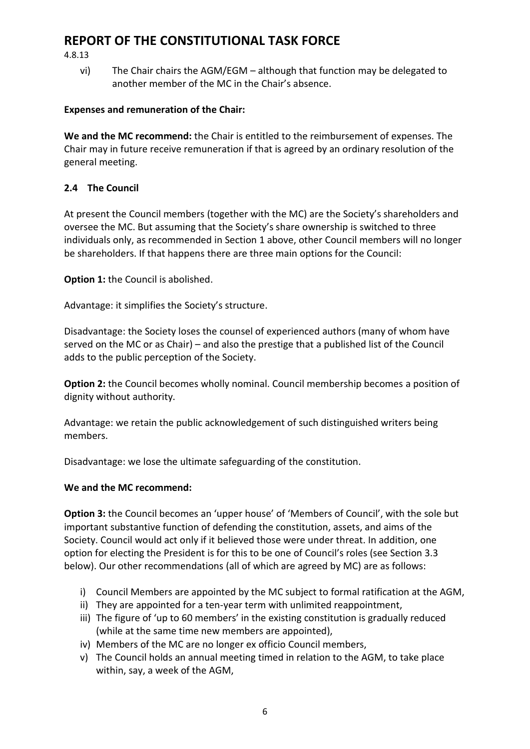vi) The Chair chairs the AGM/EGM – although that function may be delegated to another member of the MC in the Chair's absence.

**Expenses and remuneration of the Chair:**

**We and the MC recommend:** the Chair is entitled to the reimbursement of expenses. The Chair may in future receive remuneration if that is agreed by an ordinary resolution of the general meeting.

### 2.4 The Council

At present the Council members (together with the MC) are the Society's shareholders and oversee the MC. But assuming that the Society's share ownership is switched to three individuals only, as recommended in Section 1 above, other Council members will no longer be shareholders. If that happens there are three main options for the Council:

**Option 1:** the Council is abolished.

Advantage: it simplifies the Society's structure.

Disadvantage: the Society loses the counsel of experienced authors (many of whom have served on the MC or as Chair) – and also the prestige that a published list of the Council adds to the public perception of the Society.

**Option 2:** the Council becomes wholly nominal. Council membership becomes a position of dignity without authority.

Advantage: we retain the public acknowledgement of such distinguished writers being members.

Disadvantage: we lose the ultimate safeguarding of the constitution.

**We and the MC recommend:**

**Option 3:** the Council becomes an 'upper house' of 'Members of Council', with the sole but important substantive function of defending the constitution, assets, and aims of the Society. Council would act only if it believed those were under threat. In addition, one option for electing the President is for this to be one of Council's roles (see Section 3.3 below). Our other recommendations (all of which are agreed by MC) are as follows:

i) Council Members are appointed by the MC subject to formal ratification at the AGM,
ii) They are appointed for a ten-year term with unlimited reappointment,
iii) The figure of 'up to 60 members' in the existing constitution is gradually reduced (while at the same time new members are appointed),
iv) Members of the MC are no longer ex officio Council members,
v) The Council holds an annual meeting timed in relation to the AGM, to take place within, say, a week of the AGM,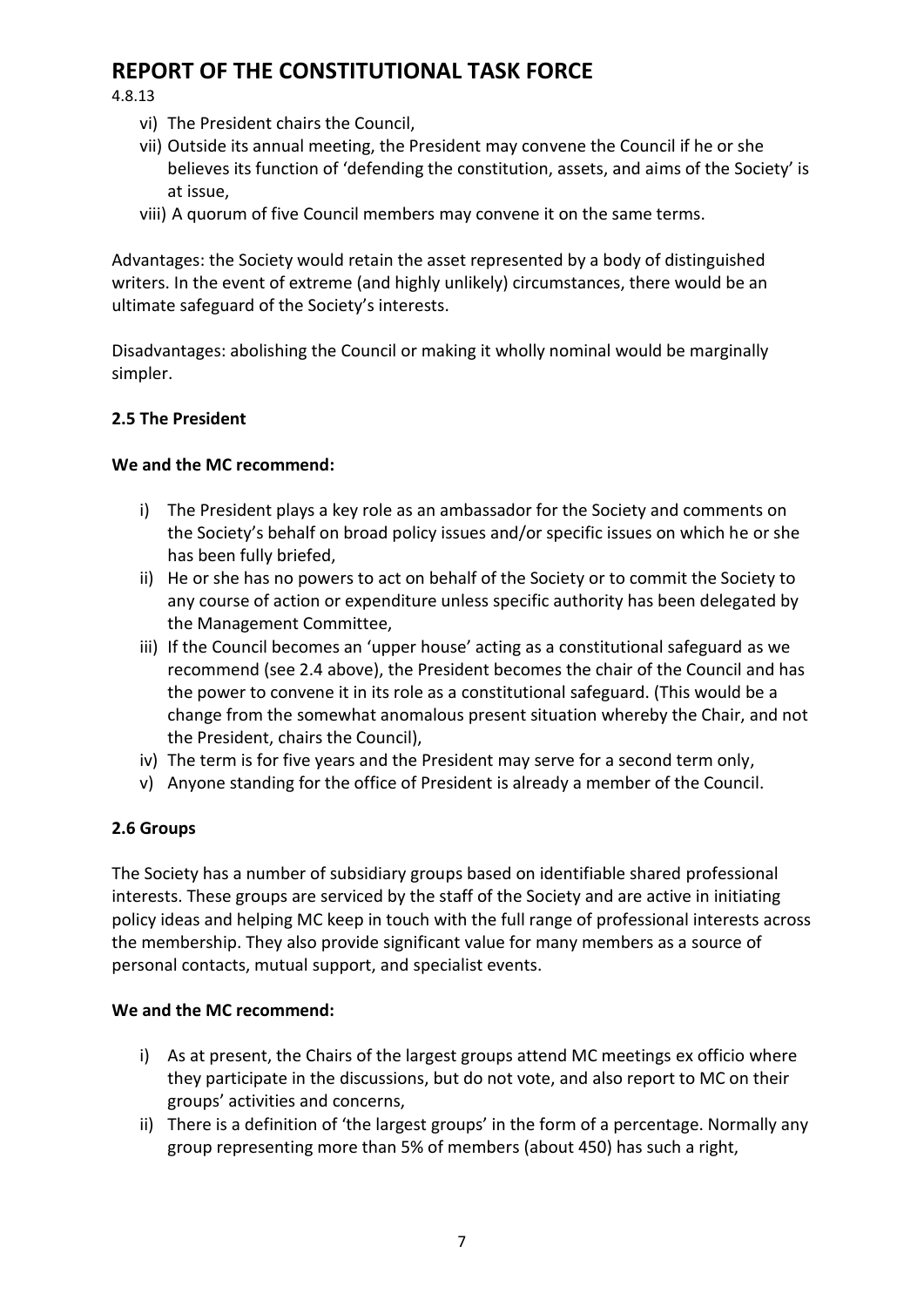vi) The President chairs the Council,

vii) Outside its annual meeting, the President may convene the Council if he or she believes its function of 'defending the constitution, assets, and aims of the Society' is at issue,

viii) A quorum of five Council members may convene it on the same terms.

Advantages: the Society would retain the asset represented by a body of distinguished writers. In the event of extreme (and highly unlikely) circumstances, there would be an ultimate safeguard of the Society's interests.

Disadvantages: abolishing the Council or making it wholly nominal would be marginally simpler.

### 2.5 The President

**We and the MC recommend:**

i) The President plays a key role as an ambassador for the Society and comments on the Society's behalf on broad policy issues and/or specific issues on which he or she has been fully briefed,

ii) He or she has no powers to act on behalf of the Society or to commit the Society to any course of action or expenditure unless specific authority has been delegated by the Management Committee,

iii) If the Council becomes an 'upper house' acting as a constitutional safeguard as we recommend (see 2.4 above), the President becomes the chair of the Council and has the power to convene it in its role as a constitutional safeguard. (This would be a change from the somewhat anomalous present situation whereby the Chair, and not the President, chairs the Council),

iv) The term is for five years and the President may serve for a second term only,

v) Anyone standing for the office of President is already a member of the Council.

### 2.6 Groups

The Society has a number of subsidiary groups based on identifiable shared professional interests. These groups are serviced by the staff of the Society and are active in initiating policy ideas and helping MC keep in touch with the full range of professional interests across the membership. They also provide significant value for many members as a source of personal contacts, mutual support, and specialist events.

**We and the MC recommend:**

i) As at present, the Chairs of the largest groups attend MC meetings ex officio where they participate in the discussions, but do not vote, and also report to MC on their groups' activities and concerns,

ii) There is a definition of 'the largest groups' in the form of a percentage. Normally any group representing more than 5% of members (about 450) has such a right,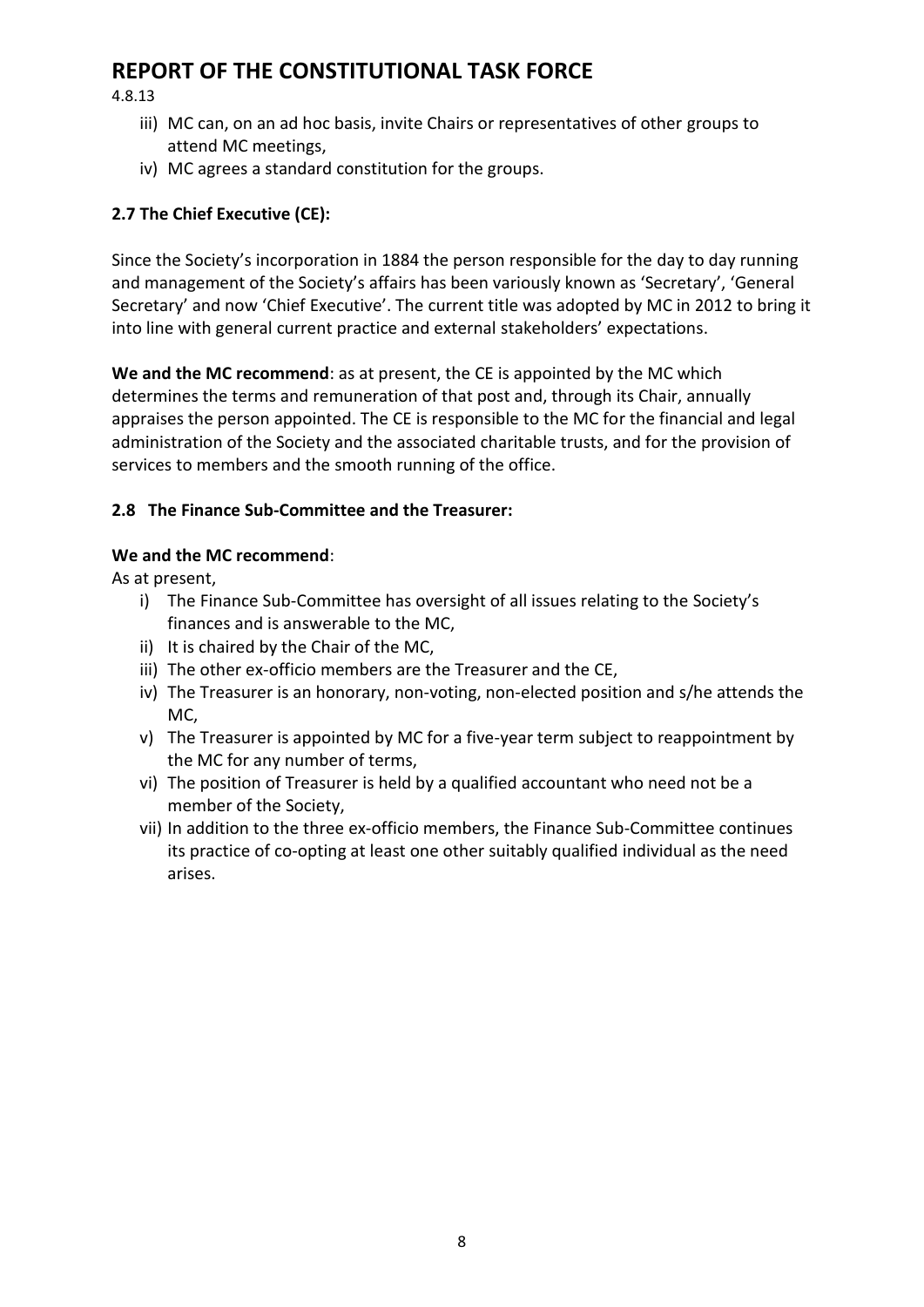iii) MC can, on an ad hoc basis, invite Chairs or representatives of other groups to attend MC meetings,

iv) MC agrees a standard constitution for the groups.

### 2.7 The Chief Executive (CE):

Since the Society's incorporation in 1884 the person responsible for the day to day running and management of the Society's affairs has been variously known as 'Secretary', 'General Secretary' and now 'Chief Executive'. The current title was adopted by MC in 2012 to bring it into line with general current practice and external stakeholders' expectations.

**We and the MC recommend**: as at present, the CE is appointed by the MC which determines the terms and remuneration of that post and, through its Chair, annually appraises the person appointed. The CE is responsible to the MC for the financial and legal administration of the Society and the associated charitable trusts, and for the provision of services to members and the smooth running of the office.

### 2.8 The Finance Sub-Committee and the Treasurer:

**We and the MC recommend**:

As at present,

i) The Finance Sub-Committee has oversight of all issues relating to the Society's finances and is answerable to the MC,

ii) It is chaired by the Chair of the MC,

iii) The other ex-officio members are the Treasurer and the CE,

iv) The Treasurer is an honorary, non-voting, non-elected position and s/he attends the MC,

v) The Treasurer is appointed by MC for a five-year term subject to reappointment by the MC for any number of terms,

vi) The position of Treasurer is held by a qualified accountant who need not be a member of the Society,

vii) In addition to the three ex-officio members, the Finance Sub-Committee continues its practice of co-opting at least one other suitably qualified individual as the need arises.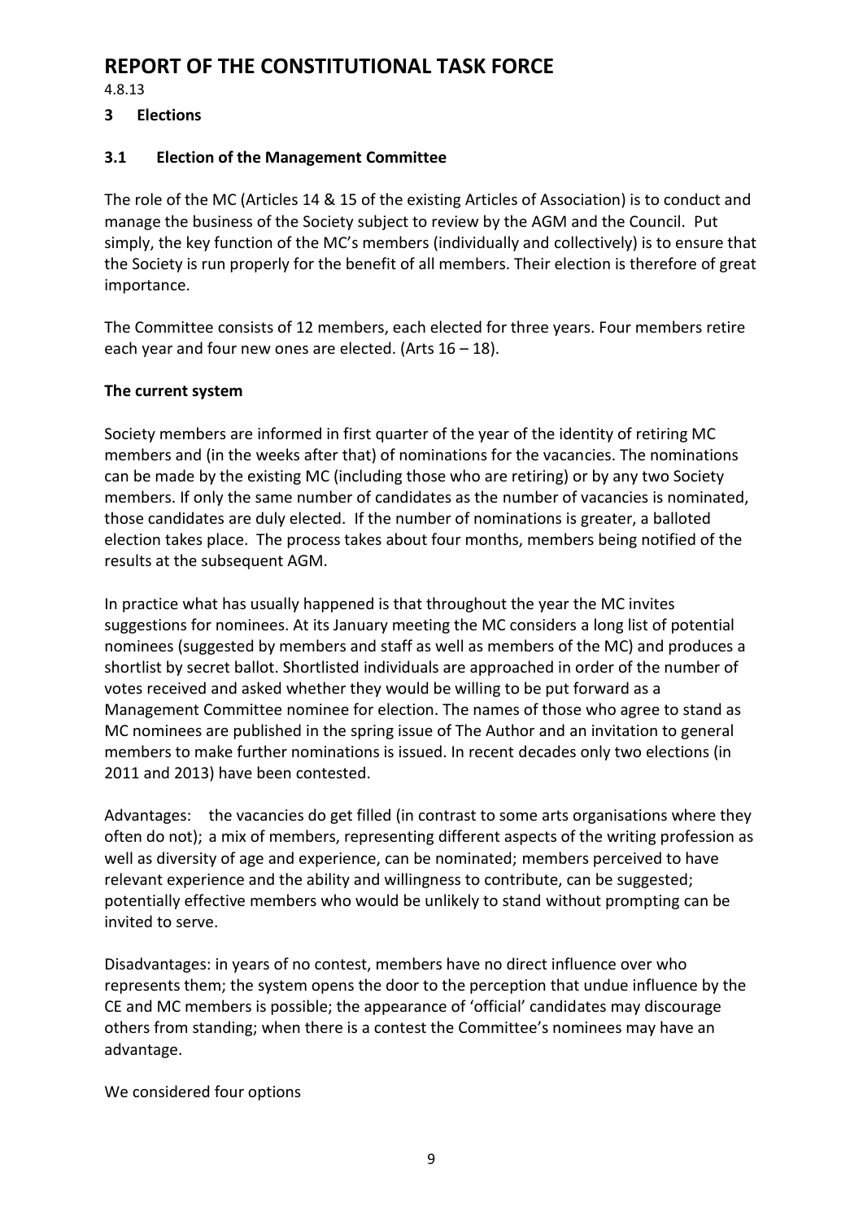# REPORT OF THE CONSTITUTIONAL TASK FORCE

4.8.13

## 3 Elections

### 3.1 Election of the Management Committee

The role of the MC (Articles 14 & 15 of the existing Articles of Association) is to conduct and manage the business of the Society subject to review by the AGM and the Council. Put simply, the key function of the MC's members (individually and collectively) is to ensure that the Society is run properly for the benefit of all members. Their election is therefore of great importance.

The Committee consists of 12 members, each elected for three years. Four members retire each year and four new ones are elected. (Arts 16 – 18).

**The current system**

Society members are informed in first quarter of the year of the identity of retiring MC members and (in the weeks after that) of nominations for the vacancies. The nominations can be made by the existing MC (including those who are retiring) or by any two Society members. If only the same number of candidates as the number of vacancies is nominated, those candidates are duly elected. If the number of nominations is greater, a balloted election takes place. The process takes about four months, members being notified of the results at the subsequent AGM.

In practice what has usually happened is that throughout the year the MC invites suggestions for nominees. At its January meeting the MC considers a long list of potential nominees (suggested by members and staff as well as members of the MC) and produces a shortlist by secret ballot. Shortlisted individuals are approached in order of the number of votes received and asked whether they would be willing to be put forward as a Management Committee nominee for election. The names of those who agree to stand as MC nominees are published in the spring issue of The Author and an invitation to general members to make further nominations is issued. In recent decades only two elections (in 2011 and 2013) have been contested.

Advantages: the vacancies do get filled (in contrast to some arts organisations where they often do not); a mix of members, representing different aspects of the writing profession as well as diversity of age and experience, can be nominated; members perceived to have relevant experience and the ability and willingness to contribute, can be suggested; potentially effective members who would be unlikely to stand without prompting can be invited to serve.

Disadvantages: in years of no contest, members have no direct influence over who represents them; the system opens the door to the perception that undue influence by the CE and MC members is possible; the appearance of 'official' candidates may discourage others from standing; when there is a contest the Committee's nominees may have an advantage.

We considered four options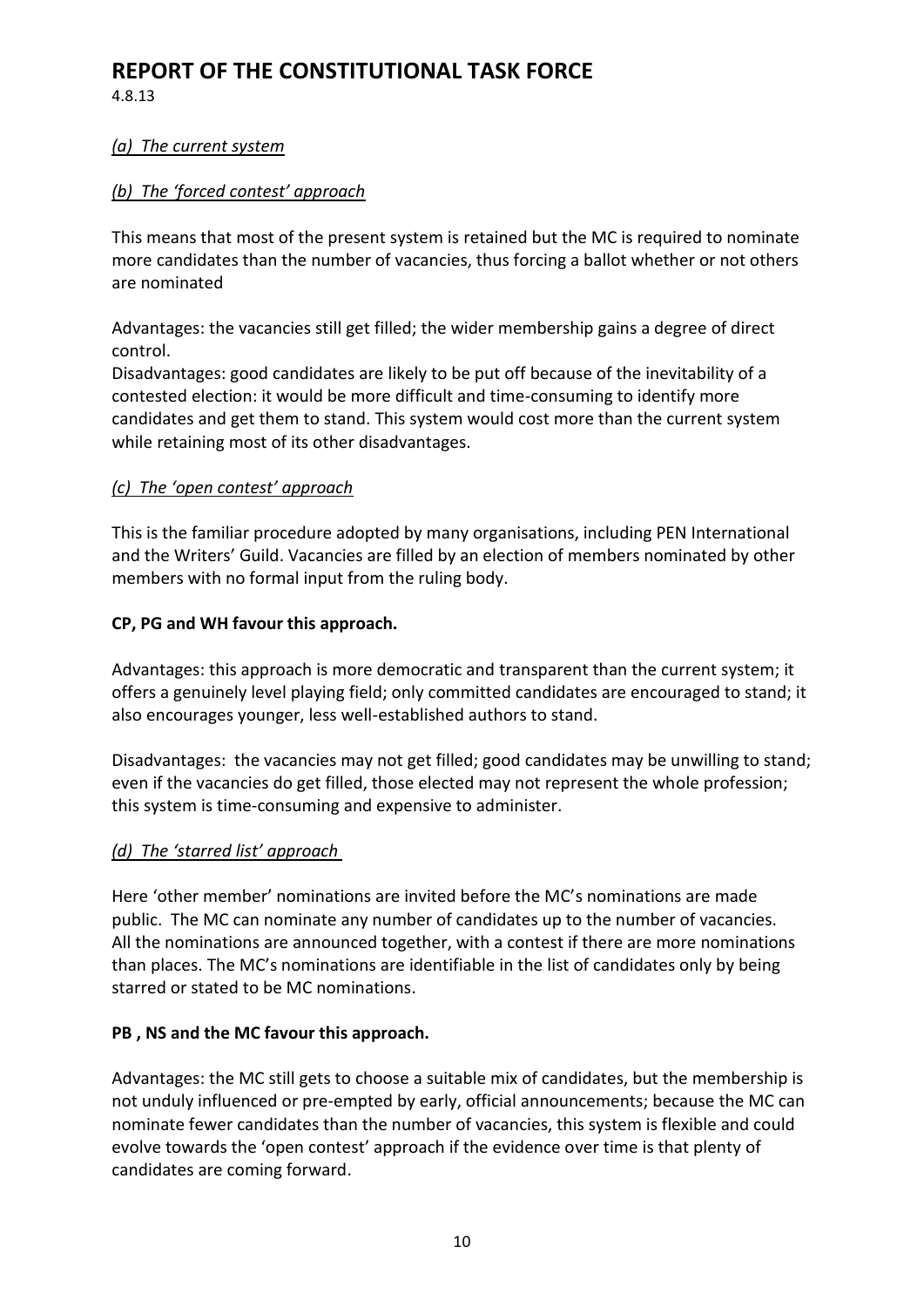# REPORT OF THE CONSTITUTIONAL TASK FORCE

4.8.13

*(a) The current system*

*(b) The 'forced contest' approach*

This means that most of the present system is retained but the MC is required to nominate more candidates than the number of vacancies, thus forcing a ballot whether or not others are nominated

Advantages: the vacancies still get filled; the wider membership gains a degree of direct control.
Disadvantages: good candidates are likely to be put off because of the inevitability of a contested election: it would be more difficult and time-consuming to identify more candidates and get them to stand. This system would cost more than the current system while retaining most of its other disadvantages.

*(c) The 'open contest' approach*

This is the familiar procedure adopted by many organisations, including PEN International and the Writers' Guild. Vacancies are filled by an election of members nominated by other members with no formal input from the ruling body.

**CP, PG and WH favour this approach.**

Advantages: this approach is more democratic and transparent than the current system; it offers a genuinely level playing field; only committed candidates are encouraged to stand; it also encourages younger, less well-established authors to stand.

Disadvantages: the vacancies may not get filled; good candidates may be unwilling to stand; even if the vacancies do get filled, those elected may not represent the whole profession; this system is time-consuming and expensive to administer.

*(d) The 'starred list' approach*

Here 'other member' nominations are invited before the MC's nominations are made public. The MC can nominate any number of candidates up to the number of vacancies. All the nominations are announced together, with a contest if there are more nominations than places. The MC's nominations are identifiable in the list of candidates only by being starred or stated to be MC nominations.

**PB , NS and the MC favour this approach.**

Advantages: the MC still gets to choose a suitable mix of candidates, but the membership is not unduly influenced or pre-empted by early, official announcements; because the MC can nominate fewer candidates than the number of vacancies, this system is flexible and could evolve towards the 'open contest' approach if the evidence over time is that plenty of candidates are coming forward.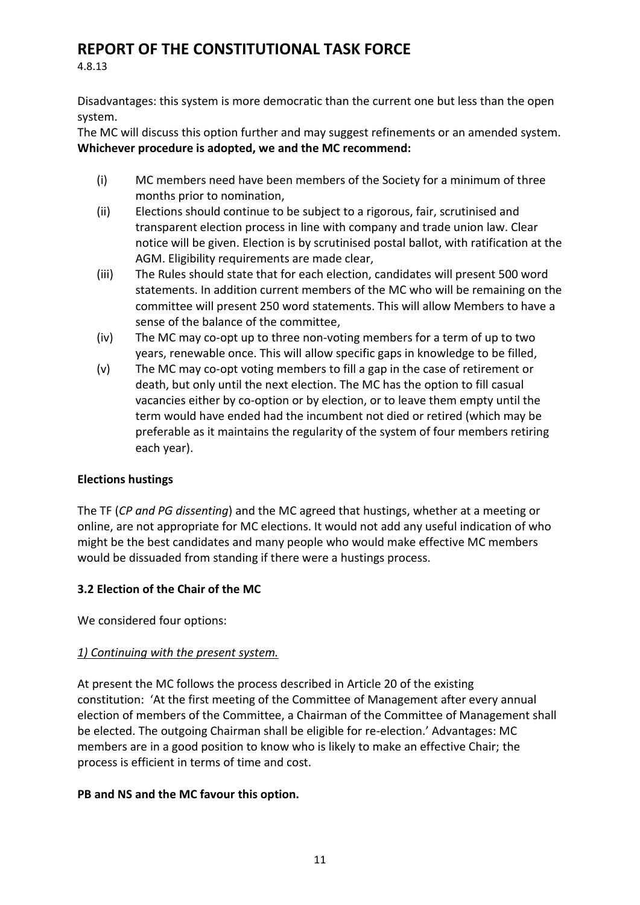Disadvantages: this system is more democratic than the current one but less than the open system.

The MC will discuss this option further and may suggest refinements or an amended system.

**Whichever procedure is adopted, we and the MC recommend:**

(i) MC members need have been members of the Society for a minimum of three months prior to nomination,

(ii) Elections should continue to be subject to a rigorous, fair, scrutinised and transparent election process in line with company and trade union law. Clear notice will be given. Election is by scrutinised postal ballot, with ratification at the AGM. Eligibility requirements are made clear,

(iii) The Rules should state that for each election, candidates will present 500 word statements. In addition current members of the MC who will be remaining on the committee will present 250 word statements. This will allow Members to have a sense of the balance of the committee,

(iv) The MC may co-opt up to three non-voting members for a term of up to two years, renewable once. This will allow specific gaps in knowledge to be filled,

(v) The MC may co-opt voting members to fill a gap in the case of retirement or death, but only until the next election. The MC has the option to fill casual vacancies either by co-option or by election, or to leave them empty until the term would have ended had the incumbent not died or retired (which may be preferable as it maintains the regularity of the system of four members retiring each year).

**Elections hustings**

The TF (*CP and PG dissenting*) and the MC agreed that hustings, whether at a meeting or online, are not appropriate for MC elections. It would not add any useful indication of who might be the best candidates and many people who would make effective MC members would be dissuaded from standing if there were a hustings process.

**3.2 Election of the Chair of the MC**

We considered four options:

*1) Continuing with the present system.*

At present the MC follows the process described in Article 20 of the existing constitution: 'At the first meeting of the Committee of Management after every annual election of members of the Committee, a Chairman of the Committee of Management shall be elected. The outgoing Chairman shall be eligible for re-election.' Advantages: MC members are in a good position to know who is likely to make an effective Chair; the process is efficient in terms of time and cost.

**PB and NS and the MC favour this option.**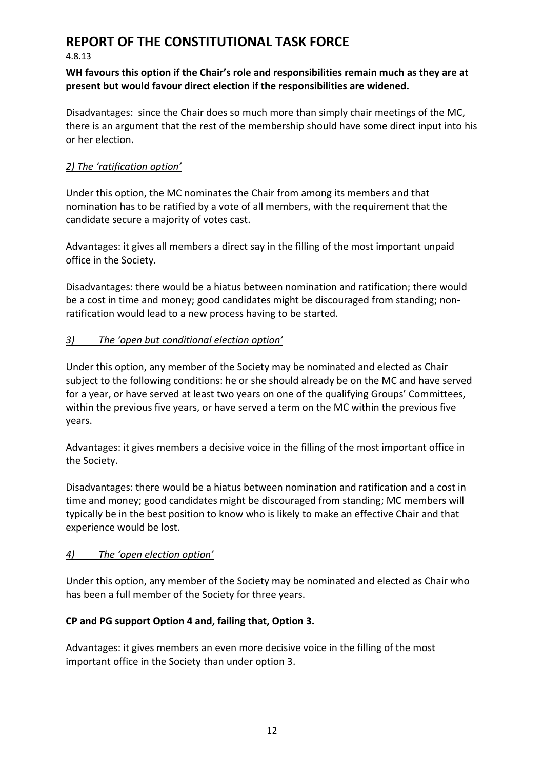# REPORT OF THE CONSTITUTIONAL TASK FORCE

4.8.13

**WH favours this option if the Chair's role and responsibilities remain much as they are at present but would favour direct election if the responsibilities are widened.**

Disadvantages: since the Chair does so much more than simply chair meetings of the MC, there is an argument that the rest of the membership should have some direct input into his or her election.

*2) The 'ratification option'*

Under this option, the MC nominates the Chair from among its members and that nomination has to be ratified by a vote of all members, with the requirement that the candidate secure a majority of votes cast.

Advantages: it gives all members a direct say in the filling of the most important unpaid office in the Society.

Disadvantages: there would be a hiatus between nomination and ratification; there would be a cost in time and money; good candidates might be discouraged from standing; non-ratification would lead to a new process having to be started.

*3) The 'open but conditional election option'*

Under this option, any member of the Society may be nominated and elected as Chair subject to the following conditions: he or she should already be on the MC and have served for a year, or have served at least two years on one of the qualifying Groups' Committees, within the previous five years, or have served a term on the MC within the previous five years.

Advantages: it gives members a decisive voice in the filling of the most important office in the Society.

Disadvantages: there would be a hiatus between nomination and ratification and a cost in time and money; good candidates might be discouraged from standing; MC members will typically be in the best position to know who is likely to make an effective Chair and that experience would be lost.

*4) The 'open election option'*

Under this option, any member of the Society may be nominated and elected as Chair who has been a full member of the Society for three years.

**CP and PG support Option 4 and, failing that, Option 3.**

Advantages: it gives members an even more decisive voice in the filling of the most important office in the Society than under option 3.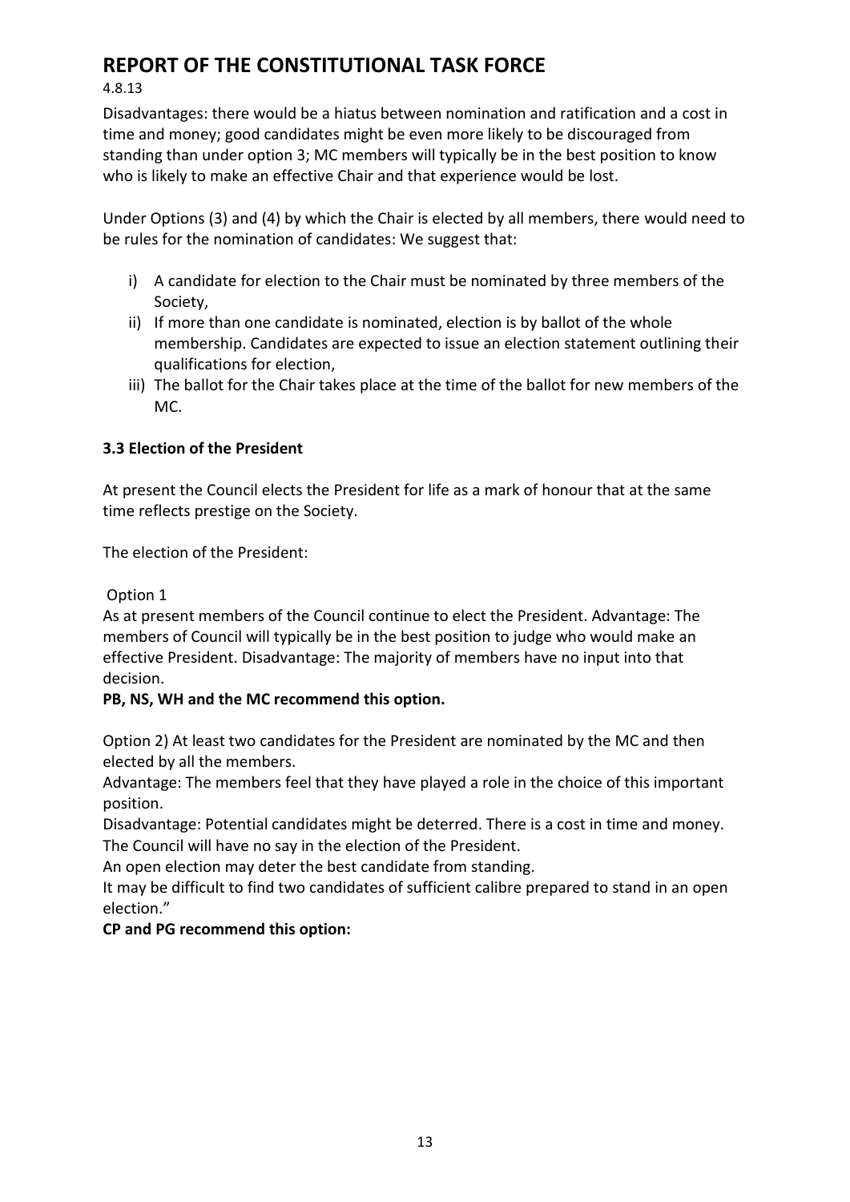Disadvantages: there would be a hiatus between nomination and ratification and a cost in time and money; good candidates might be even more likely to be discouraged from standing than under option 3; MC members will typically be in the best position to know who is likely to make an effective Chair and that experience would be lost.

Under Options (3) and (4) by which the Chair is elected by all members, there would need to be rules for the nomination of candidates: We suggest that:

i) A candidate for election to the Chair must be nominated by three members of the Society,
ii) If more than one candidate is nominated, election is by ballot of the whole membership. Candidates are expected to issue an election statement outlining their qualifications for election,
iii) The ballot for the Chair takes place at the time of the ballot for new members of the MC.

**3.3 Election of the President**

At present the Council elects the President for life as a mark of honour that at the same time reflects prestige on the Society.

The election of the President:

Option 1
As at present members of the Council continue to elect the President. Advantage: The members of Council will typically be in the best position to judge who would make an effective President. Disadvantage: The majority of members have no input into that decision.
**PB, NS, WH and the MC recommend this option.**

Option 2) At least two candidates for the President are nominated by the MC and then elected by all the members.
Advantage: The members feel that they have played a role in the choice of this important position.
Disadvantage: Potential candidates might be deterred. There is a cost in time and money. The Council will have no say in the election of the President.
An open election may deter the best candidate from standing.
It may be difficult to find two candidates of sufficient calibre prepared to stand in an open election."
**CP and PG recommend this option:**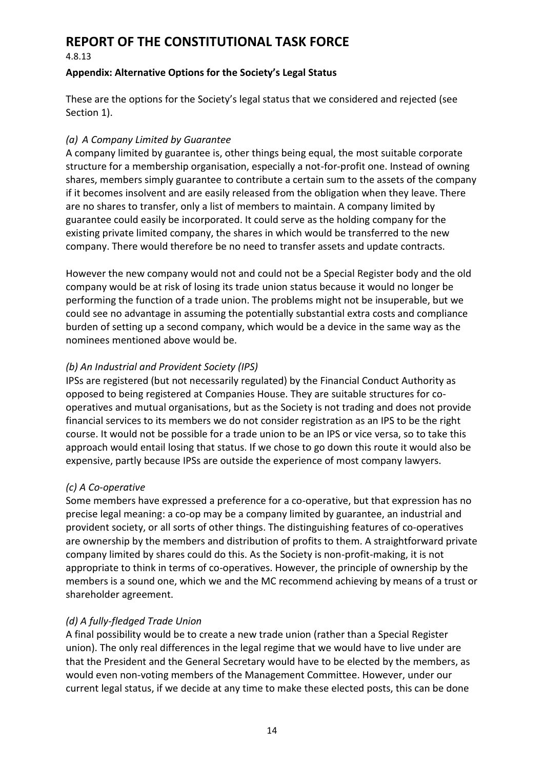# REPORT OF THE CONSTITUTIONAL TASK FORCE

4.8.13

**Appendix: Alternative Options for the Society's Legal Status**

These are the options for the Society's legal status that we considered and rejected (see Section 1).

*(a) A Company Limited by Guarantee*

A company limited by guarantee is, other things being equal, the most suitable corporate structure for a membership organisation, especially a not-for-profit one. Instead of owning shares, members simply guarantee to contribute a certain sum to the assets of the company if it becomes insolvent and are easily released from the obligation when they leave. There are no shares to transfer, only a list of members to maintain. A company limited by guarantee could easily be incorporated. It could serve as the holding company for the existing private limited company, the shares in which would be transferred to the new company. There would therefore be no need to transfer assets and update contracts.

However the new company would not and could not be a Special Register body and the old company would be at risk of losing its trade union status because it would no longer be performing the function of a trade union. The problems might not be insuperable, but we could see no advantage in assuming the potentially substantial extra costs and compliance burden of setting up a second company, which would be a device in the same way as the nominees mentioned above would be.

*(b) An Industrial and Provident Society (IPS)*

IPSs are registered (but not necessarily regulated) by the Financial Conduct Authority as opposed to being registered at Companies House. They are suitable structures for co-operatives and mutual organisations, but as the Society is not trading and does not provide financial services to its members we do not consider registration as an IPS to be the right course. It would not be possible for a trade union to be an IPS or vice versa, so to take this approach would entail losing that status. If we chose to go down this route it would also be expensive, partly because IPSs are outside the experience of most company lawyers.

*(c) A Co-operative*

Some members have expressed a preference for a co-operative, but that expression has no precise legal meaning: a co-op may be a company limited by guarantee, an industrial and provident society, or all sorts of other things. The distinguishing features of co-operatives are ownership by the members and distribution of profits to them. A straightforward private company limited by shares could do this. As the Society is non-profit-making, it is not appropriate to think in terms of co-operatives. However, the principle of ownership by the members is a sound one, which we and the MC recommend achieving by means of a trust or shareholder agreement.

*(d) A fully-fledged Trade Union*

A final possibility would be to create a new trade union (rather than a Special Register union). The only real differences in the legal regime that we would have to live under are that the President and the General Secretary would have to be elected by the members, as would even non-voting members of the Management Committee. However, under our current legal status, if we decide at any time to make these elected posts, this can be done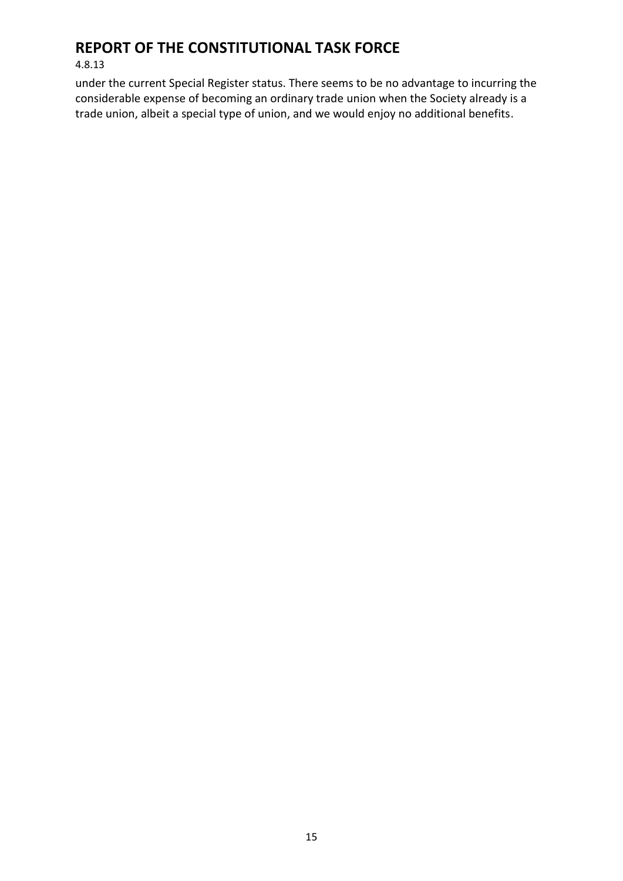under the current Special Register status. There seems to be no advantage to incurring the considerable expense of becoming an ordinary trade union when the Society already is a trade union, albeit a special type of union, and we would enjoy no additional benefits.